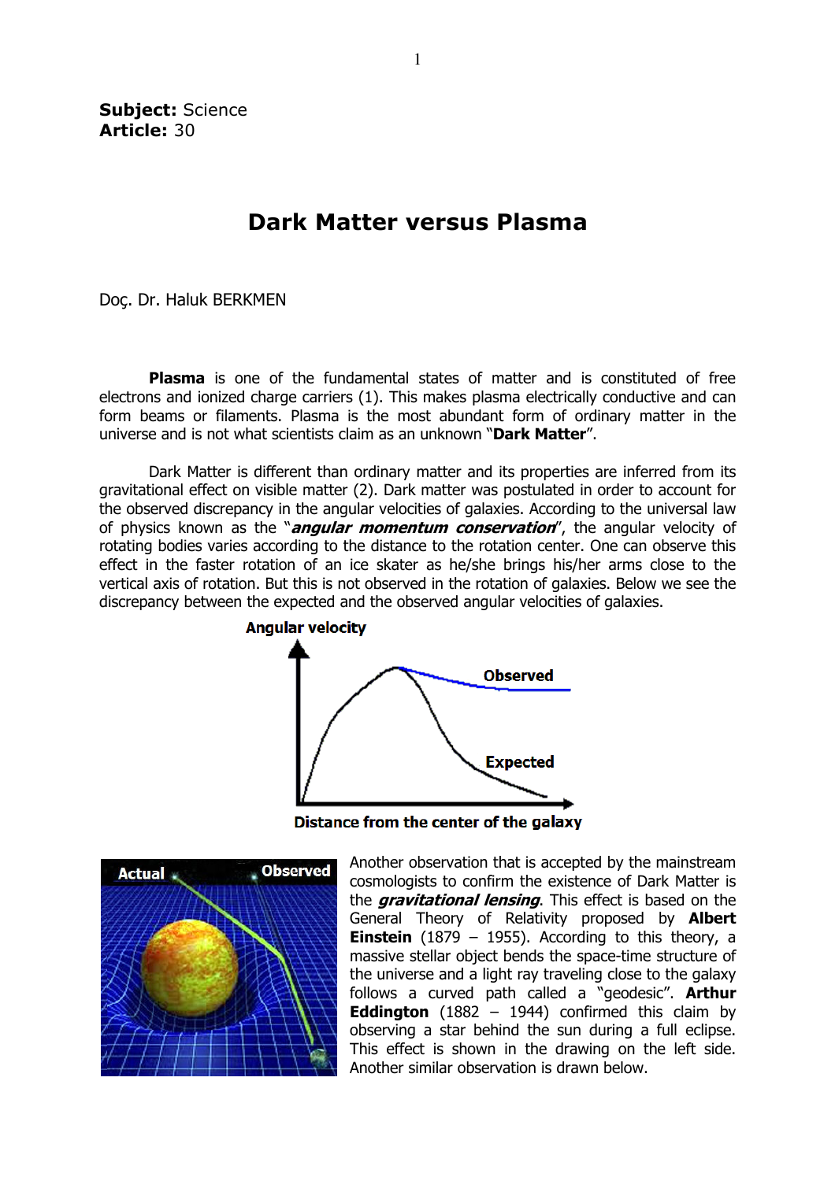**Subject:** Science
**Article:** 30

# Dark Matter versus Plasma

Doç. Dr. Haluk BERKMEN

**Plasma** is one of the fundamental states of matter and is constituted of free electrons and ionized charge carriers (1). This makes plasma electrically conductive and can form beams or filaments. Plasma is the most abundant form of ordinary matter in the universe and is not what scientists claim as an unknown "**Dark Matter**".

Dark Matter is different than ordinary matter and its properties are inferred from its gravitational effect on visible matter (2). Dark matter was postulated in order to account for the observed discrepancy in the angular velocities of galaxies. According to the universal law of physics known as the "***angular momentum conservation***", the angular velocity of rotating bodies varies according to the distance to the rotation center. One can observe this effect in the faster rotation of an ice skater as he/she brings his/her arms close to the vertical axis of rotation. But this is not observed in the rotation of galaxies. Below we see the discrepancy between the expected and the observed angular velocities of galaxies.

Another observation that is accepted by the mainstream cosmologists to confirm the existence of Dark Matter is the ***gravitational lensing***. This effect is based on the General Theory of Relativity proposed by **Albert Einstein** (1879 – 1955). According to this theory, a massive stellar object bends the space-time structure of the universe and a light ray traveling close to the galaxy follows a curved path called a "geodesic". **Arthur Eddington** (1882 – 1944) confirmed this claim by observing a star behind the sun during a full eclipse. This effect is shown in the drawing on the left side. Another similar observation is drawn below.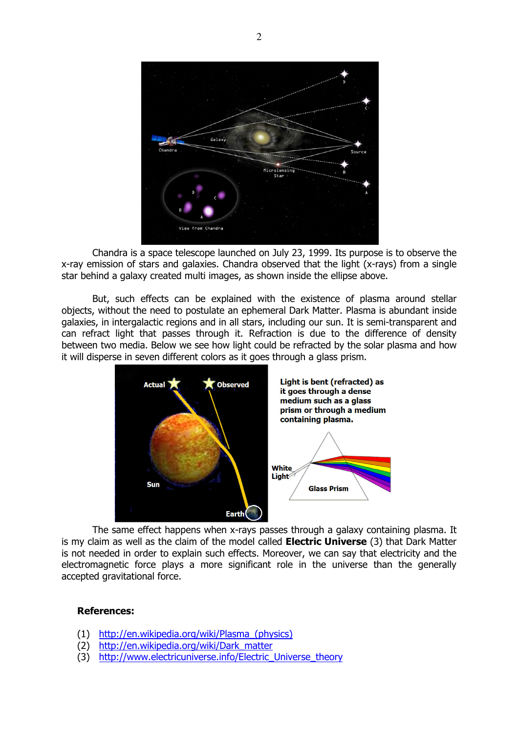Chandra is a space telescope launched on July 23, 1999. Its purpose is to observe the x-ray emission of stars and galaxies. Chandra observed that the light (x-rays) from a single star behind a galaxy created multi images, as shown inside the ellipse above.

But, such effects can be explained with the existence of plasma around stellar objects, without the need to postulate an ephemeral Dark Matter. Plasma is abundant inside galaxies, in intergalactic regions and in all stars, including our sun. It is semi-transparent and can refract light that passes through it. Refraction is due to the difference of density between two media. Below we see how light could be refracted by the solar plasma and how it will disperse in seven different colors as it goes through a glass prism.

**Light is bent (refracted) as it goes through a dense medium such as a glass prism or through a medium containing plasma.**

The same effect happens when x-rays passes through a galaxy containing plasma. It is my claim as well as the claim of the model called **Electric Universe** (3) that Dark Matter is not needed in order to explain such effects. Moreover, we can say that electricity and the electromagnetic force plays a more significant role in the universe than the generally accepted gravitational force.

**References:**

(1) http://en.wikipedia.org/wiki/Plasma_(physics)
(2) http://en.wikipedia.org/wiki/Dark_matter
(3) http://www.electricuniverse.info/Electric_Universe_theory